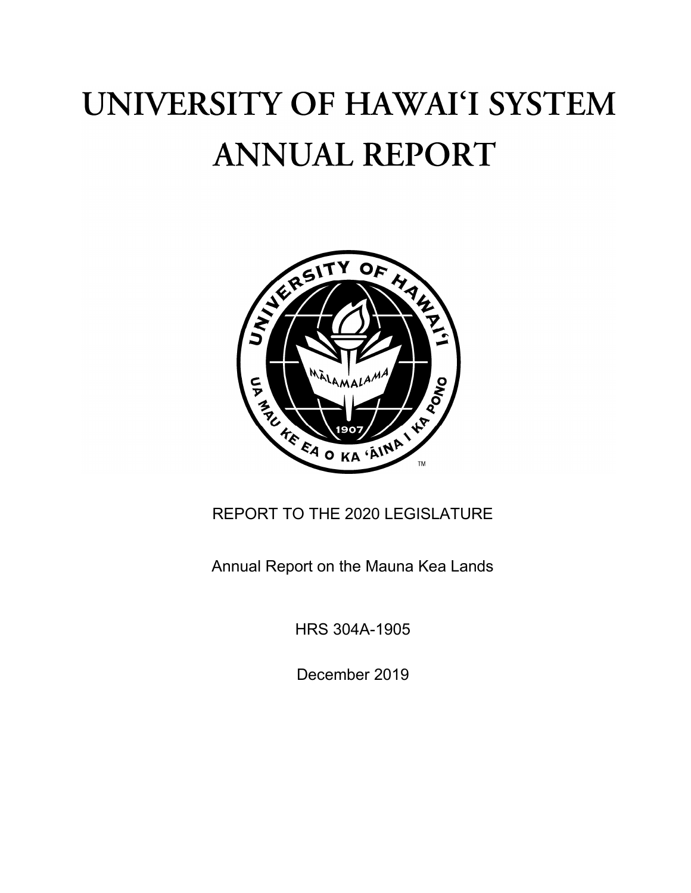# UNIVERSITY OF HAWAIʻI SYSTEM ANNUAL REPORT

REPORT TO THE 2020 LEGISLATURE

Annual Report on the Mauna Kea Lands

HRS 304A-1905

December 2019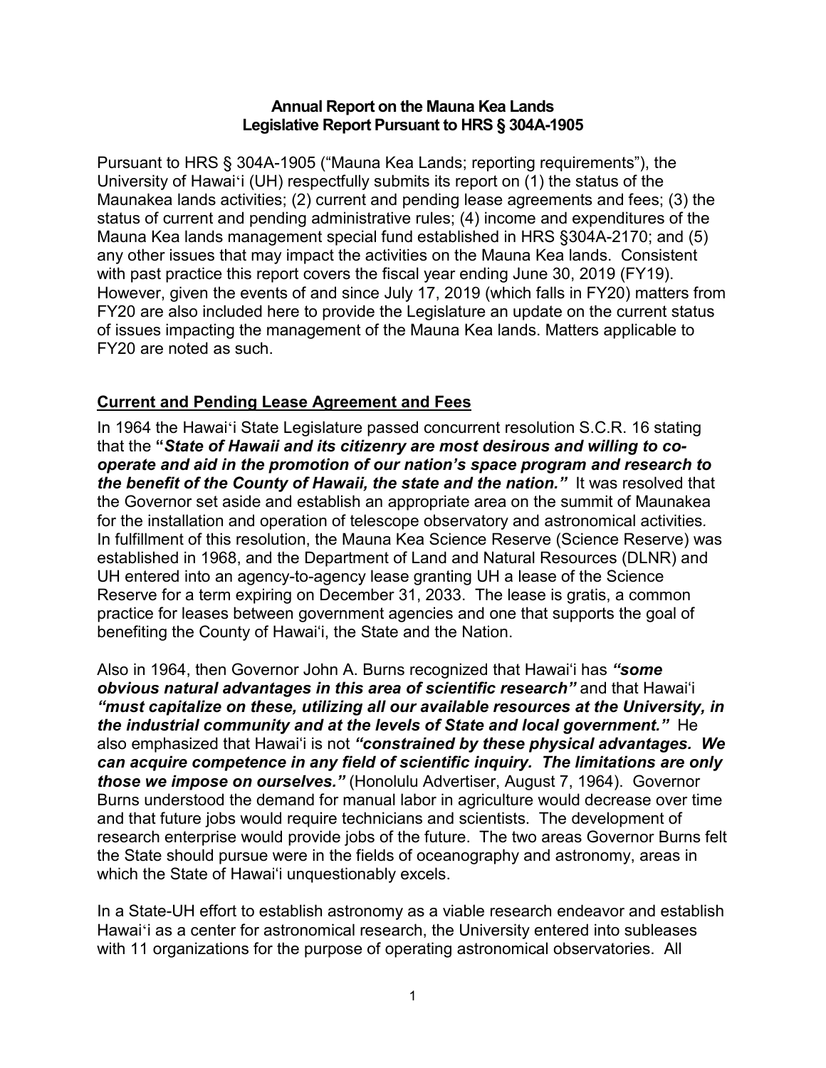**Annual Report on the Mauna Kea Lands**
**Legislative Report Pursuant to HRS § 304A-1905**

Pursuant to HRS § 304A-1905 ("Mauna Kea Lands; reporting requirements"), the University of Hawaiʻi (UH) respectfully submits its report on (1) the status of the Maunakea lands activities; (2) current and pending lease agreements and fees; (3) the status of current and pending administrative rules; (4) income and expenditures of the Mauna Kea lands management special fund established in HRS §304A-2170; and (5) any other issues that may impact the activities on the Mauna Kea lands. Consistent with past practice this report covers the fiscal year ending June 30, 2019 (FY19). However, given the events of and since July 17, 2019 (which falls in FY20) matters from FY20 are also included here to provide the Legislature an update on the current status of issues impacting the management of the Mauna Kea lands. Matters applicable to FY20 are noted as such.

## Current and Pending Lease Agreement and Fees

In 1964 the Hawaiʻi State Legislature passed concurrent resolution S.C.R. 16 stating that the ***"State of Hawaii and its citizenry are most desirous and willing to co-operate and aid in the promotion of our nation's space program and research to the benefit of the County of Hawaii, the state and the nation."*** It was resolved that the Governor set aside and establish an appropriate area on the summit of Maunakea for the installation and operation of telescope observatory and astronomical activities. In fulfillment of this resolution, the Mauna Kea Science Reserve (Science Reserve) was established in 1968, and the Department of Land and Natural Resources (DLNR) and UH entered into an agency-to-agency lease granting UH a lease of the Science Reserve for a term expiring on December 31, 2033. The lease is gratis, a common practice for leases between government agencies and one that supports the goal of benefiting the County of Hawaiʻi, the State and the Nation.

Also in 1964, then Governor John A. Burns recognized that Hawaiʻi has ***"some obvious natural advantages in this area of scientific research"*** and that Hawaiʻi ***"must capitalize on these, utilizing all our available resources at the University, in the industrial community and at the levels of State and local government."*** He also emphasized that Hawaiʻi is not ***"constrained by these physical advantages. We can acquire competence in any field of scientific inquiry. The limitations are only those we impose on ourselves."*** (Honolulu Advertiser, August 7, 1964). Governor Burns understood the demand for manual labor in agriculture would decrease over time and that future jobs would require technicians and scientists. The development of research enterprise would provide jobs of the future. The two areas Governor Burns felt the State should pursue were in the fields of oceanography and astronomy, areas in which the State of Hawaiʻi unquestionably excels.

In a State-UH effort to establish astronomy as a viable research endeavor and establish Hawaiʻi as a center for astronomical research, the University entered into subleases with 11 organizations for the purpose of operating astronomical observatories. All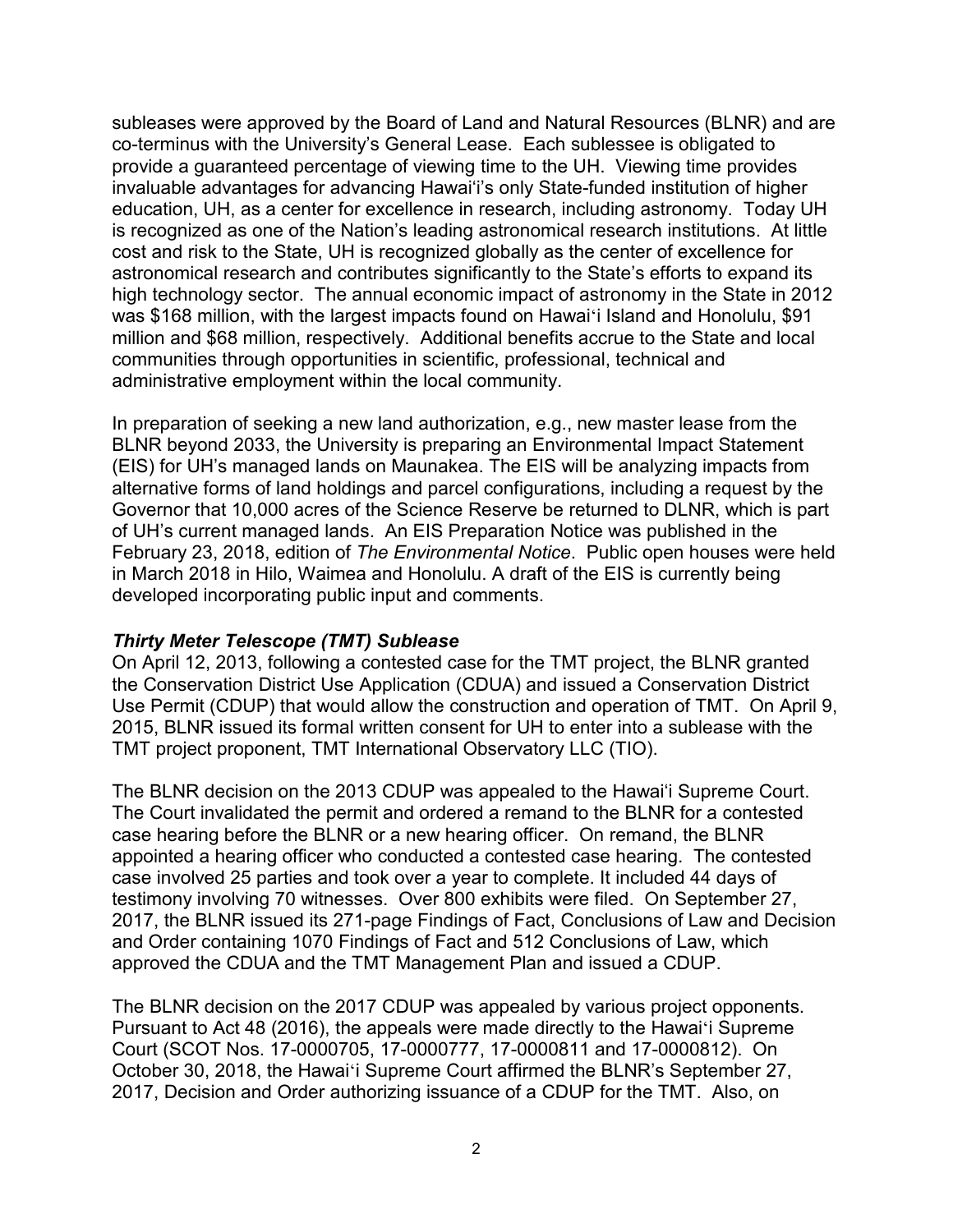subleases were approved by the Board of Land and Natural Resources (BLNR) and are co-terminus with the University's General Lease. Each sublessee is obligated to provide a guaranteed percentage of viewing time to the UH. Viewing time provides invaluable advantages for advancing Hawaiʻi's only State-funded institution of higher education, UH, as a center for excellence in research, including astronomy. Today UH is recognized as one of the Nation's leading astronomical research institutions. At little cost and risk to the State, UH is recognized globally as the center of excellence for astronomical research and contributes significantly to the State's efforts to expand its high technology sector. The annual economic impact of astronomy in the State in 2012 was $168 million, with the largest impacts found on Hawaiʻi Island and Honolulu, $91 million and $68 million, respectively. Additional benefits accrue to the State and local communities through opportunities in scientific, professional, technical and administrative employment within the local community.

In preparation of seeking a new land authorization, e.g., new master lease from the BLNR beyond 2033, the University is preparing an Environmental Impact Statement (EIS) for UH's managed lands on Maunakea. The EIS will be analyzing impacts from alternative forms of land holdings and parcel configurations, including a request by the Governor that 10,000 acres of the Science Reserve be returned to DLNR, which is part of UH's current managed lands. An EIS Preparation Notice was published in the February 23, 2018, edition of *The Environmental Notice*. Public open houses were held in March 2018 in Hilo, Waimea and Honolulu. A draft of the EIS is currently being developed incorporating public input and comments.

***Thirty Meter Telescope (TMT) Sublease***

On April 12, 2013, following a contested case for the TMT project, the BLNR granted the Conservation District Use Application (CDUA) and issued a Conservation District Use Permit (CDUP) that would allow the construction and operation of TMT. On April 9, 2015, BLNR issued its formal written consent for UH to enter into a sublease with the TMT project proponent, TMT International Observatory LLC (TIO).

The BLNR decision on the 2013 CDUP was appealed to the Hawaiʻi Supreme Court. The Court invalidated the permit and ordered a remand to the BLNR for a contested case hearing before the BLNR or a new hearing officer. On remand, the BLNR appointed a hearing officer who conducted a contested case hearing. The contested case involved 25 parties and took over a year to complete. It included 44 days of testimony involving 70 witnesses. Over 800 exhibits were filed. On September 27, 2017, the BLNR issued its 271-page Findings of Fact, Conclusions of Law and Decision and Order containing 1070 Findings of Fact and 512 Conclusions of Law, which approved the CDUA and the TMT Management Plan and issued a CDUP.

The BLNR decision on the 2017 CDUP was appealed by various project opponents. Pursuant to Act 48 (2016), the appeals were made directly to the Hawaiʻi Supreme Court (SCOT Nos. 17-0000705, 17-0000777, 17-0000811 and 17-0000812). On October 30, 2018, the Hawaiʻi Supreme Court affirmed the BLNR's September 27, 2017, Decision and Order authorizing issuance of a CDUP for the TMT. Also, on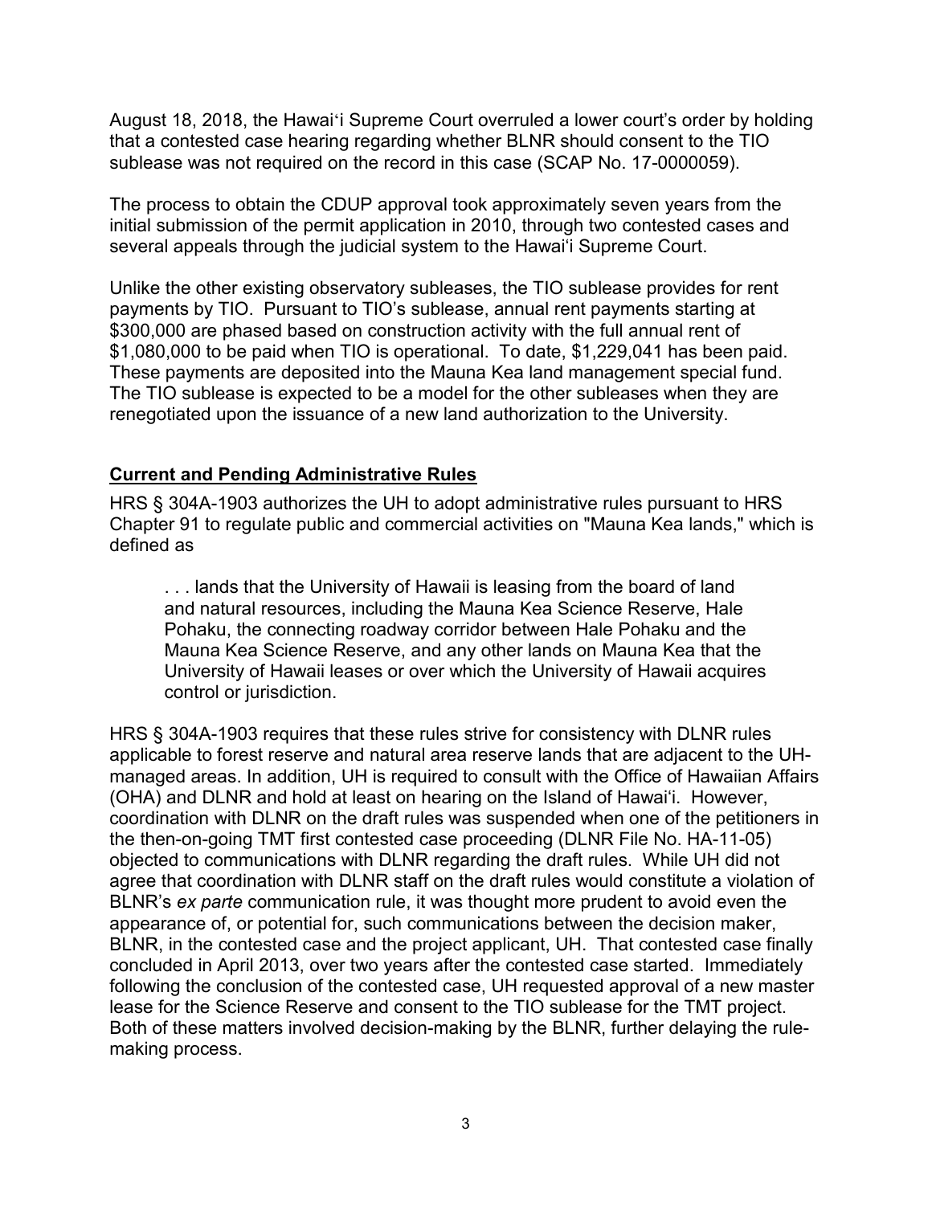August 18, 2018, the Hawaiʻi Supreme Court overruled a lower court's order by holding that a contested case hearing regarding whether BLNR should consent to the TIO sublease was not required on the record in this case (SCAP No. 17-0000059).

The process to obtain the CDUP approval took approximately seven years from the initial submission of the permit application in 2010, through two contested cases and several appeals through the judicial system to the Hawaiʻi Supreme Court.

Unlike the other existing observatory subleases, the TIO sublease provides for rent payments by TIO. Pursuant to TIO's sublease, annual rent payments starting at $300,000 are phased based on construction activity with the full annual rent of $1,080,000 to be paid when TIO is operational. To date, $1,229,041 has been paid. These payments are deposited into the Mauna Kea land management special fund. The TIO sublease is expected to be a model for the other subleases when they are renegotiated upon the issuance of a new land authorization to the University.

## Current and Pending Administrative Rules

HRS § 304A-1903 authorizes the UH to adopt administrative rules pursuant to HRS Chapter 91 to regulate public and commercial activities on "Mauna Kea lands," which is defined as

> . . . lands that the University of Hawaii is leasing from the board of land and natural resources, including the Mauna Kea Science Reserve, Hale Pohaku, the connecting roadway corridor between Hale Pohaku and the Mauna Kea Science Reserve, and any other lands on Mauna Kea that the University of Hawaii leases or over which the University of Hawaii acquires control or jurisdiction.

HRS § 304A-1903 requires that these rules strive for consistency with DLNR rules applicable to forest reserve and natural area reserve lands that are adjacent to the UH-managed areas. In addition, UH is required to consult with the Office of Hawaiian Affairs (OHA) and DLNR and hold at least on hearing on the Island of Hawaiʻi. However, coordination with DLNR on the draft rules was suspended when one of the petitioners in the then-on-going TMT first contested case proceeding (DLNR File No. HA-11-05) objected to communications with DLNR regarding the draft rules. While UH did not agree that coordination with DLNR staff on the draft rules would constitute a violation of BLNR's *ex parte* communication rule, it was thought more prudent to avoid even the appearance of, or potential for, such communications between the decision maker, BLNR, in the contested case and the project applicant, UH. That contested case finally concluded in April 2013, over two years after the contested case started. Immediately following the conclusion of the contested case, UH requested approval of a new master lease for the Science Reserve and consent to the TIO sublease for the TMT project. Both of these matters involved decision-making by the BLNR, further delaying the rule-making process.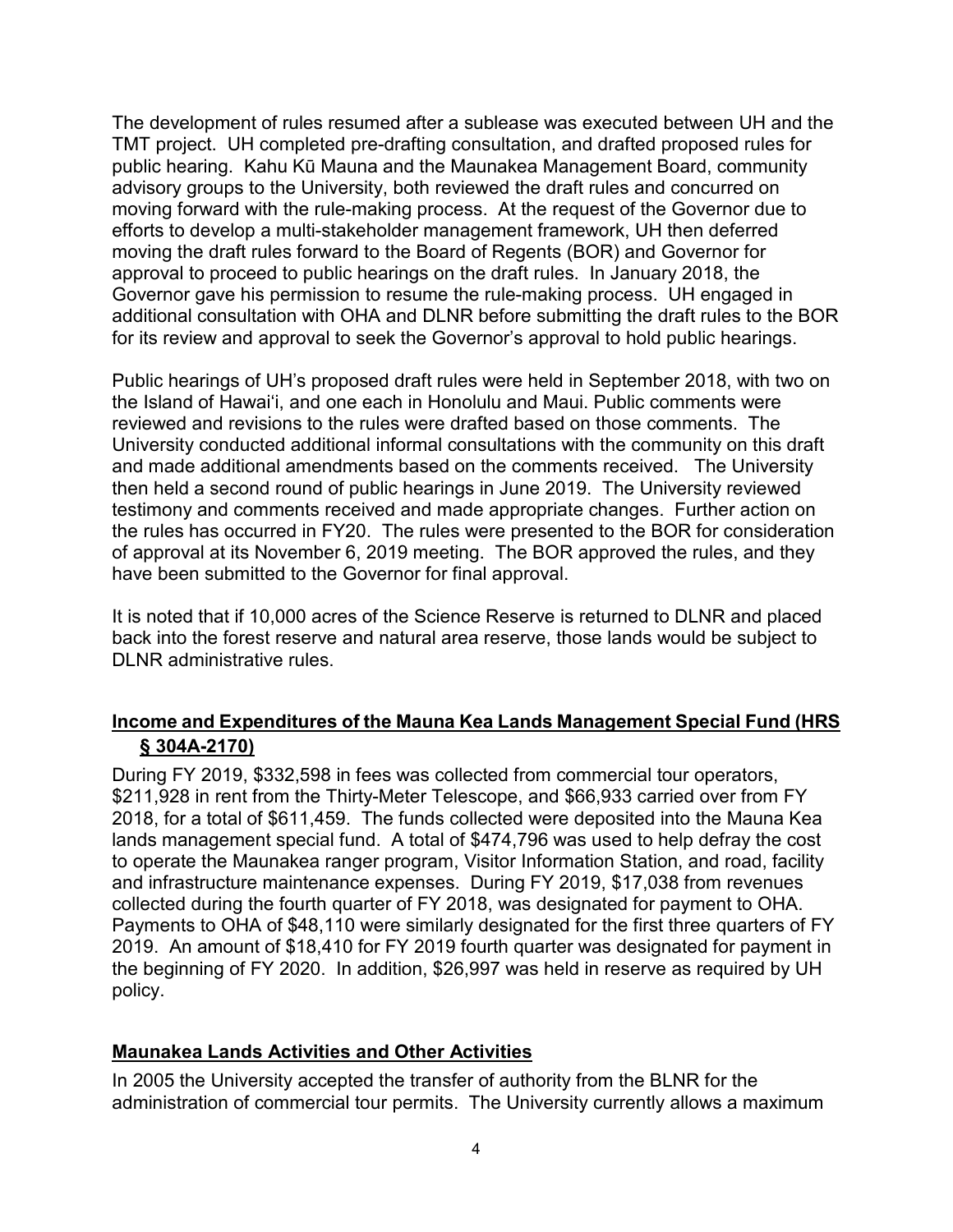The development of rules resumed after a sublease was executed between UH and the TMT project. UH completed pre-drafting consultation, and drafted proposed rules for public hearing. Kahu Kū Mauna and the Maunakea Management Board, community advisory groups to the University, both reviewed the draft rules and concurred on moving forward with the rule-making process. At the request of the Governor due to efforts to develop a multi-stakeholder management framework, UH then deferred moving the draft rules forward to the Board of Regents (BOR) and Governor for approval to proceed to public hearings on the draft rules. In January 2018, the Governor gave his permission to resume the rule-making process. UH engaged in additional consultation with OHA and DLNR before submitting the draft rules to the BOR for its review and approval to seek the Governor's approval to hold public hearings.

Public hearings of UH's proposed draft rules were held in September 2018, with two on the Island of Hawaiʻi, and one each in Honolulu and Maui. Public comments were reviewed and revisions to the rules were drafted based on those comments. The University conducted additional informal consultations with the community on this draft and made additional amendments based on the comments received. The University then held a second round of public hearings in June 2019. The University reviewed testimony and comments received and made appropriate changes. Further action on the rules has occurred in FY20. The rules were presented to the BOR for consideration of approval at its November 6, 2019 meeting. The BOR approved the rules, and they have been submitted to the Governor for final approval.

It is noted that if 10,000 acres of the Science Reserve is returned to DLNR and placed back into the forest reserve and natural area reserve, those lands would be subject to DLNR administrative rules.

## Income and Expenditures of the Mauna Kea Lands Management Special Fund (HRS § 304A-2170)

During FY 2019, $332,598 in fees was collected from commercial tour operators, $211,928 in rent from the Thirty-Meter Telescope, and $66,933 carried over from FY 2018, for a total of $611,459. The funds collected were deposited into the Mauna Kea lands management special fund. A total of $474,796 was used to help defray the cost to operate the Maunakea ranger program, Visitor Information Station, and road, facility and infrastructure maintenance expenses. During FY 2019, $17,038 from revenues collected during the fourth quarter of FY 2018, was designated for payment to OHA. Payments to OHA of $48,110 were similarly designated for the first three quarters of FY 2019. An amount of $18,410 for FY 2019 fourth quarter was designated for payment in the beginning of FY 2020. In addition, $26,997 was held in reserve as required by UH policy.

## Maunakea Lands Activities and Other Activities

In 2005 the University accepted the transfer of authority from the BLNR for the administration of commercial tour permits. The University currently allows a maximum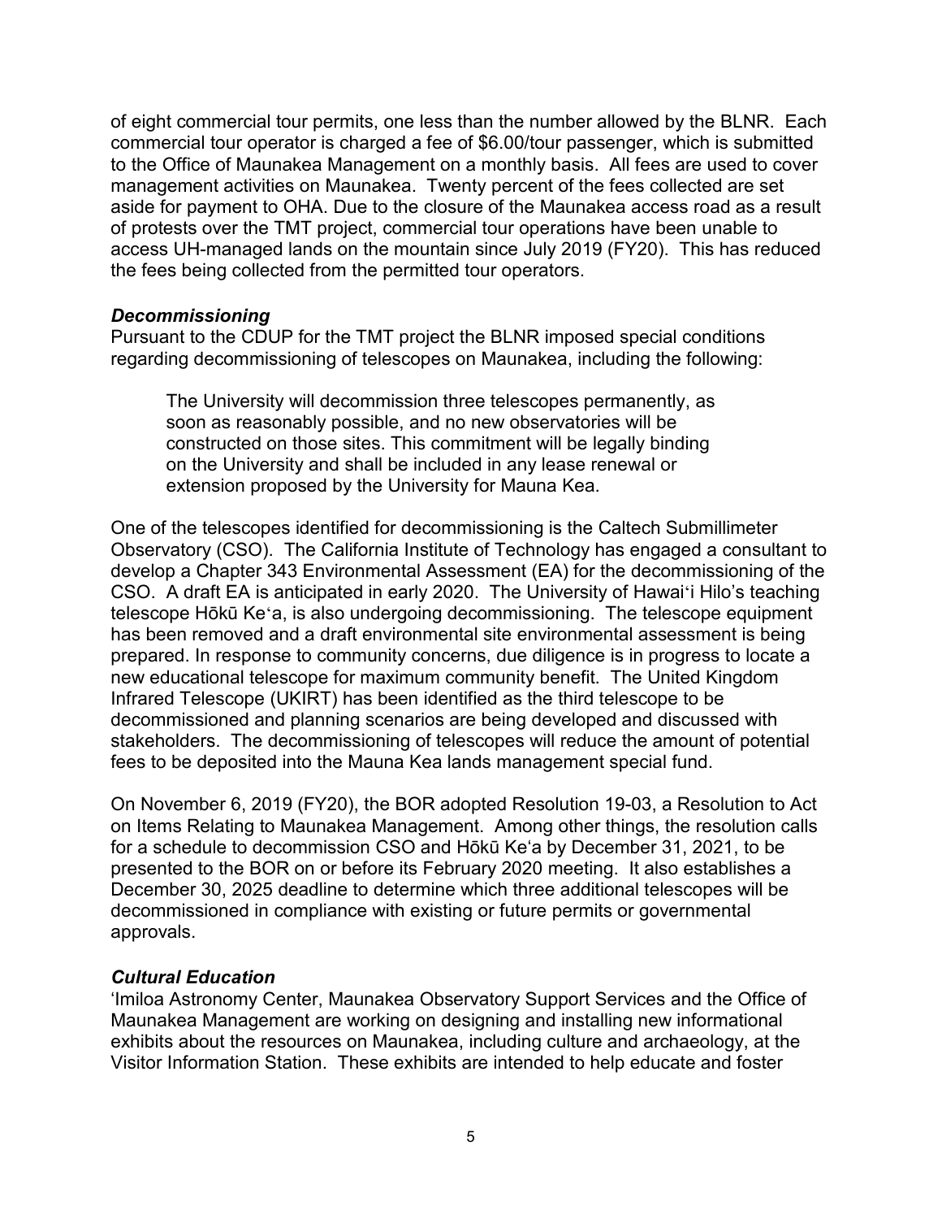of eight commercial tour permits, one less than the number allowed by the BLNR. Each commercial tour operator is charged a fee of $6.00/tour passenger, which is submitted to the Office of Maunakea Management on a monthly basis. All fees are used to cover management activities on Maunakea. Twenty percent of the fees collected are set aside for payment to OHA. Due to the closure of the Maunakea access road as a result of protests over the TMT project, commercial tour operations have been unable to access UH-managed lands on the mountain since July 2019 (FY20). This has reduced the fees being collected from the permitted tour operators.

***Decommissioning***

Pursuant to the CDUP for the TMT project the BLNR imposed special conditions regarding decommissioning of telescopes on Maunakea, including the following:

> The University will decommission three telescopes permanently, as soon as reasonably possible, and no new observatories will be constructed on those sites. This commitment will be legally binding on the University and shall be included in any lease renewal or extension proposed by the University for Mauna Kea.

One of the telescopes identified for decommissioning is the Caltech Submillimeter Observatory (CSO). The California Institute of Technology has engaged a consultant to develop a Chapter 343 Environmental Assessment (EA) for the decommissioning of the CSO. A draft EA is anticipated in early 2020. The University of Hawaiʻi Hilo's teaching telescope Hōkū Keʻa, is also undergoing decommissioning. The telescope equipment has been removed and a draft environmental site environmental assessment is being prepared. In response to community concerns, due diligence is in progress to locate a new educational telescope for maximum community benefit. The United Kingdom Infrared Telescope (UKIRT) has been identified as the third telescope to be decommissioned and planning scenarios are being developed and discussed with stakeholders. The decommissioning of telescopes will reduce the amount of potential fees to be deposited into the Mauna Kea lands management special fund.

On November 6, 2019 (FY20), the BOR adopted Resolution 19-03, a Resolution to Act on Items Relating to Maunakea Management. Among other things, the resolution calls for a schedule to decommission CSO and Hōkū Keʻa by December 31, 2021, to be presented to the BOR on or before its February 2020 meeting. It also establishes a December 30, 2025 deadline to determine which three additional telescopes will be decommissioned in compliance with existing or future permits or governmental approvals.

***Cultural Education***

ʻImiloa Astronomy Center, Maunakea Observatory Support Services and the Office of Maunakea Management are working on designing and installing new informational exhibits about the resources on Maunakea, including culture and archaeology, at the Visitor Information Station. These exhibits are intended to help educate and foster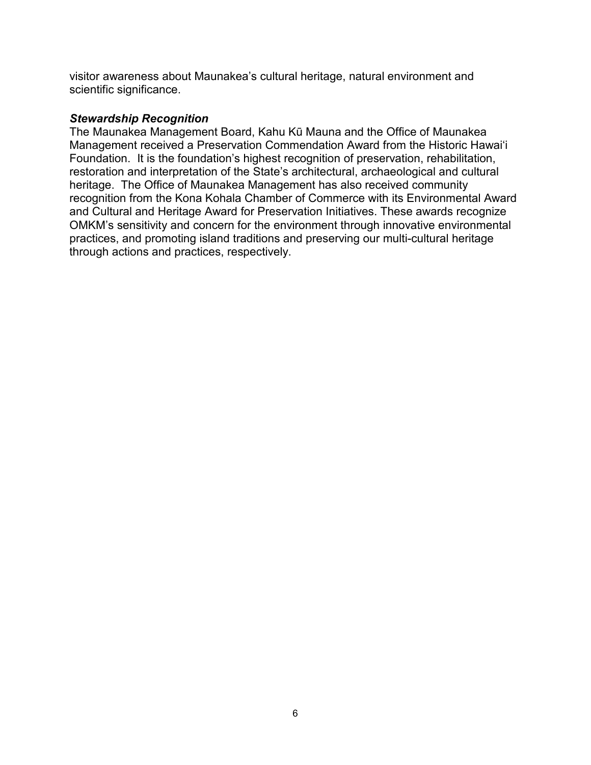visitor awareness about Maunakea's cultural heritage, natural environment and scientific significance.

### *Stewardship Recognition*

The Maunakea Management Board, Kahu Kū Mauna and the Office of Maunakea Management received a Preservation Commendation Award from the Historic Hawaiʻi Foundation. It is the foundation's highest recognition of preservation, rehabilitation, restoration and interpretation of the State's architectural, archaeological and cultural heritage. The Office of Maunakea Management has also received community recognition from the Kona Kohala Chamber of Commerce with its Environmental Award and Cultural and Heritage Award for Preservation Initiatives. These awards recognize OMKM's sensitivity and concern for the environment through innovative environmental practices, and promoting island traditions and preserving our multi-cultural heritage through actions and practices, respectively.